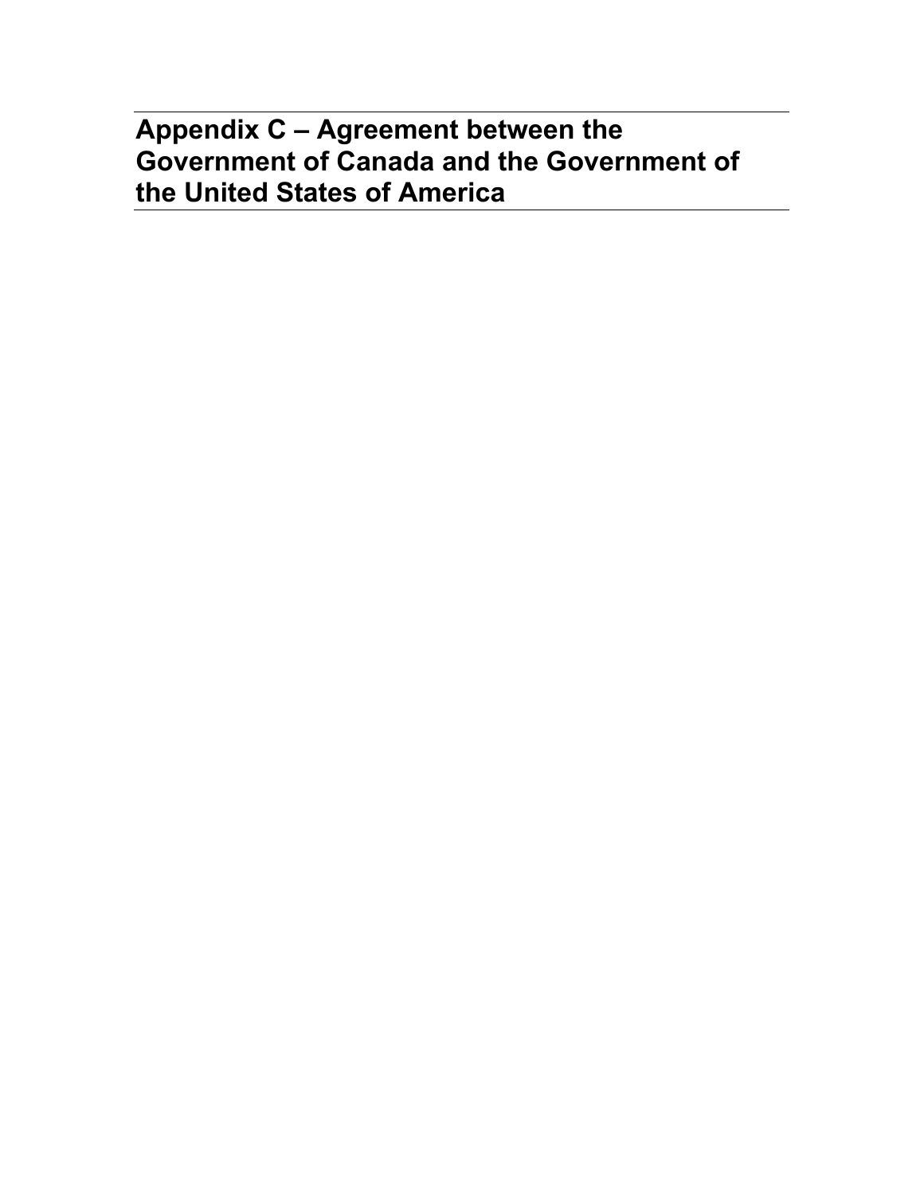# Appendix C – Agreement between the Government of Canada and the Government of the United States of America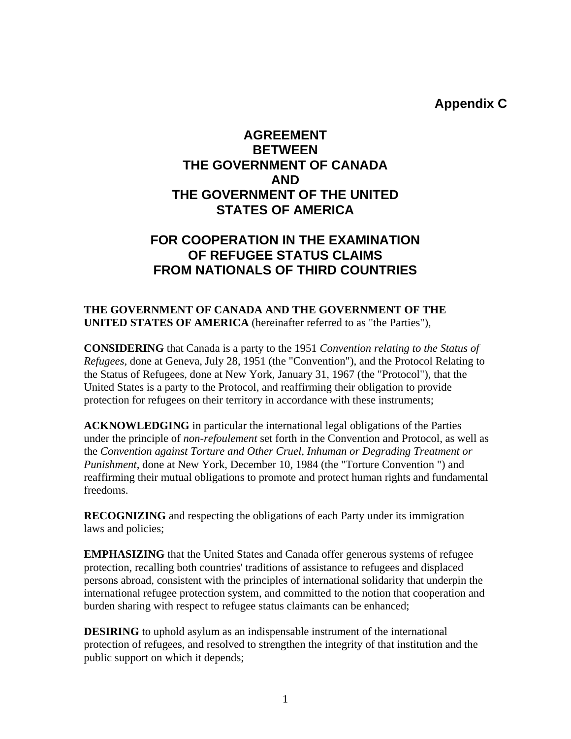**Appendix C**

# AGREEMENT BETWEEN THE GOVERNMENT OF CANADA AND THE GOVERNMENT OF THE UNITED STATES OF AMERICA

## FOR COOPERATION IN THE EXAMINATION OF REFUGEE STATUS CLAIMS FROM NATIONALS OF THIRD COUNTRIES

**THE GOVERNMENT OF CANADA AND THE GOVERNMENT OF THE UNITED STATES OF AMERICA** (hereinafter referred to as "the Parties"),

**CONSIDERING** that Canada is a party to the 1951 *Convention relating to the Status of Refugees*, done at Geneva, July 28, 1951 (the "Convention"), and the Protocol Relating to the Status of Refugees, done at New York, January 31, 1967 (the "Protocol"), that the United States is a party to the Protocol, and reaffirming their obligation to provide protection for refugees on their territory in accordance with these instruments;

**ACKNOWLEDGING** in particular the international legal obligations of the Parties under the principle of *non-refoulement* set forth in the Convention and Protocol, as well as the *Convention against Torture and Other Cruel, Inhuman or Degrading Treatment or Punishment*, done at New York, December 10, 1984 (the "Torture Convention ") and reaffirming their mutual obligations to promote and protect human rights and fundamental freedoms.

**RECOGNIZING** and respecting the obligations of each Party under its immigration laws and policies;

**EMPHASIZING** that the United States and Canada offer generous systems of refugee protection, recalling both countries' traditions of assistance to refugees and displaced persons abroad, consistent with the principles of international solidarity that underpin the international refugee protection system, and committed to the notion that cooperation and burden sharing with respect to refugee status claimants can be enhanced;

**DESIRING** to uphold asylum as an indispensable instrument of the international protection of refugees, and resolved to strengthen the integrity of that institution and the public support on which it depends;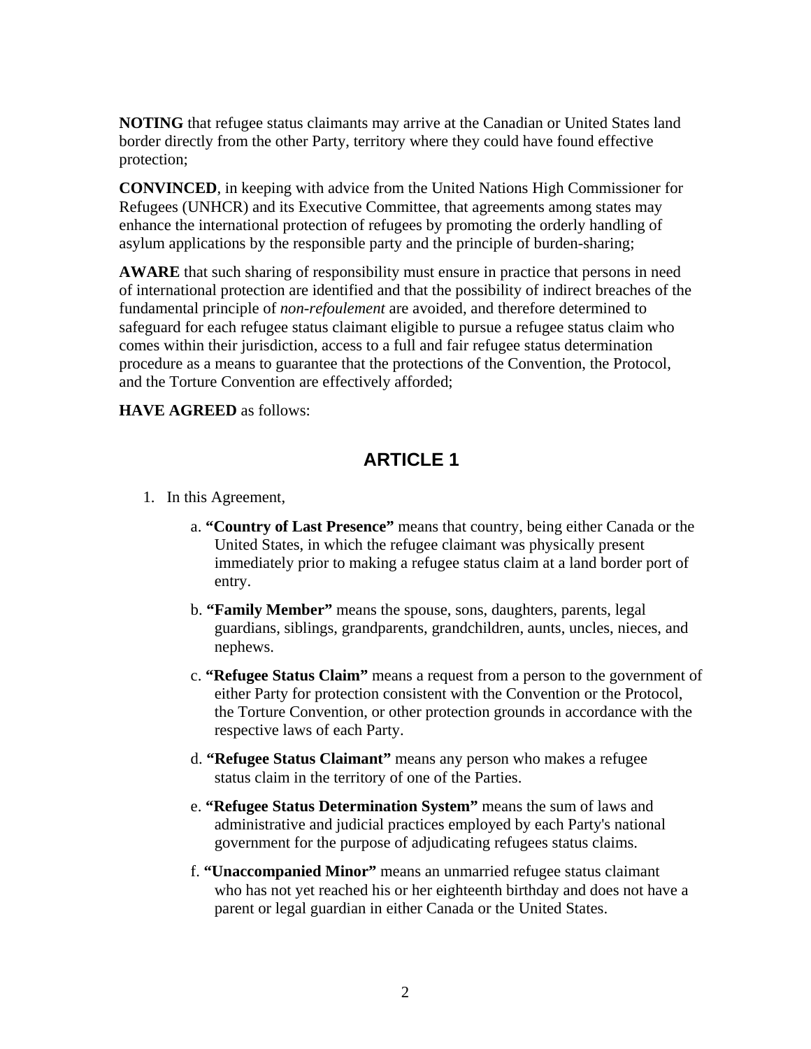**NOTING** that refugee status claimants may arrive at the Canadian or United States land border directly from the other Party, territory where they could have found effective protection;

**CONVINCED**, in keeping with advice from the United Nations High Commissioner for Refugees (UNHCR) and its Executive Committee, that agreements among states may enhance the international protection of refugees by promoting the orderly handling of asylum applications by the responsible party and the principle of burden-sharing;

**AWARE** that such sharing of responsibility must ensure in practice that persons in need of international protection are identified and that the possibility of indirect breaches of the fundamental principle of *non-refoulement* are avoided, and therefore determined to safeguard for each refugee status claimant eligible to pursue a refugee status claim who comes within their jurisdiction, access to a full and fair refugee status determination procedure as a means to guarantee that the protections of the Convention, the Protocol, and the Torture Convention are effectively afforded;

**HAVE AGREED** as follows:

## ARTICLE 1

1. In this Agreement,

   a. **"Country of Last Presence"** means that country, being either Canada or the United States, in which the refugee claimant was physically present immediately prior to making a refugee status claim at a land border port of entry.

   b. **"Family Member"** means the spouse, sons, daughters, parents, legal guardians, siblings, grandparents, grandchildren, aunts, uncles, nieces, and nephews.

   c. **"Refugee Status Claim"** means a request from a person to the government of either Party for protection consistent with the Convention or the Protocol, the Torture Convention, or other protection grounds in accordance with the respective laws of each Party.

   d. **"Refugee Status Claimant"** means any person who makes a refugee status claim in the territory of one of the Parties.

   e. **"Refugee Status Determination System"** means the sum of laws and administrative and judicial practices employed by each Party's national government for the purpose of adjudicating refugees status claims.

   f. **"Unaccompanied Minor"** means an unmarried refugee status claimant who has not yet reached his or her eighteenth birthday and does not have a parent or legal guardian in either Canada or the United States.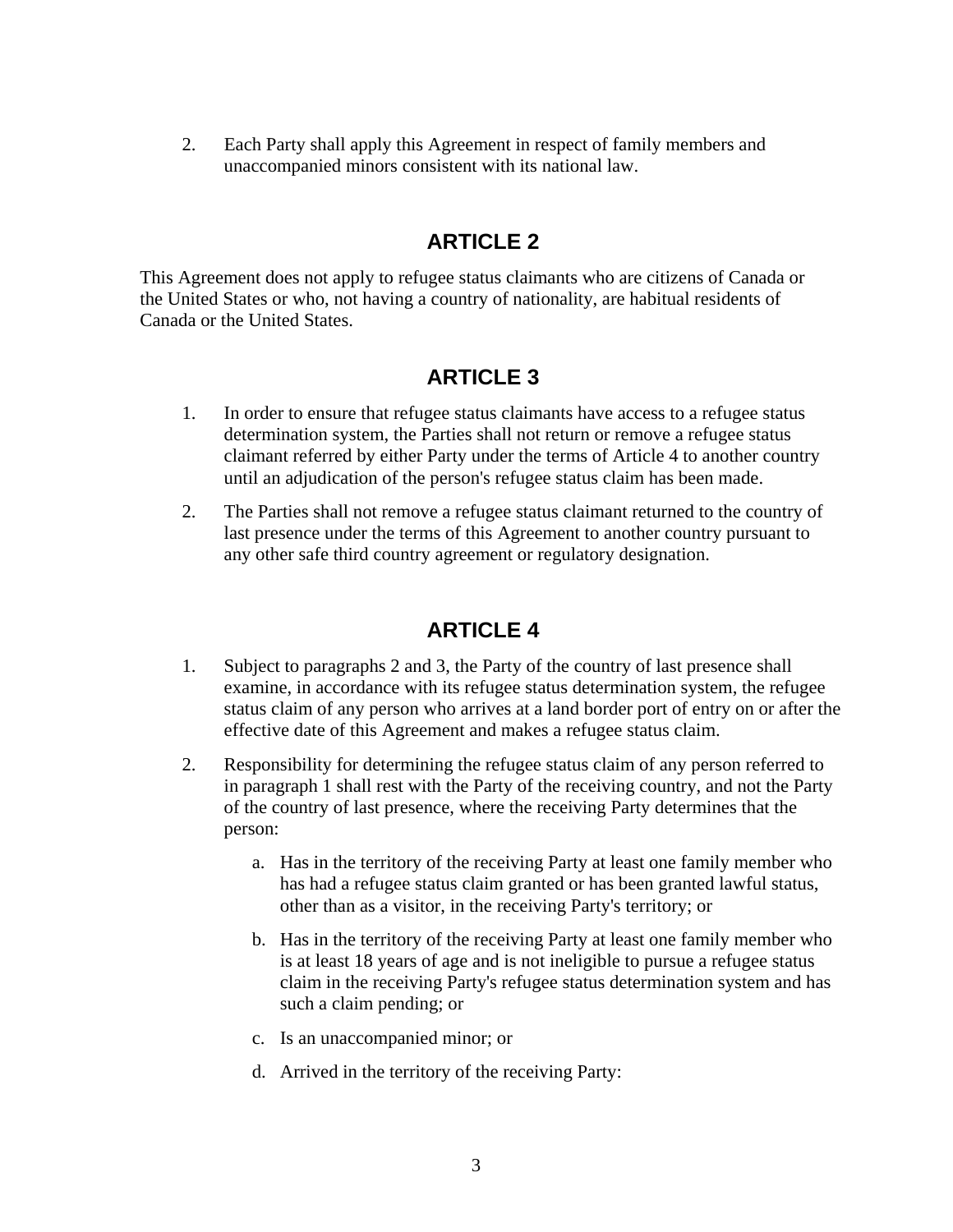2. Each Party shall apply this Agreement in respect of family members and unaccompanied minors consistent with its national law.

## ARTICLE 2

This Agreement does not apply to refugee status claimants who are citizens of Canada or the United States or who, not having a country of nationality, are habitual residents of Canada or the United States.

## ARTICLE 3

1. In order to ensure that refugee status claimants have access to a refugee status determination system, the Parties shall not return or remove a refugee status claimant referred by either Party under the terms of Article 4 to another country until an adjudication of the person's refugee status claim has been made.

2. The Parties shall not remove a refugee status claimant returned to the country of last presence under the terms of this Agreement to another country pursuant to any other safe third country agreement or regulatory designation.

## ARTICLE 4

1. Subject to paragraphs 2 and 3, the Party of the country of last presence shall examine, in accordance with its refugee status determination system, the refugee status claim of any person who arrives at a land border port of entry on or after the effective date of this Agreement and makes a refugee status claim.

2. Responsibility for determining the refugee status claim of any person referred to in paragraph 1 shall rest with the Party of the receiving country, and not the Party of the country of last presence, where the receiving Party determines that the person:

   a. Has in the territory of the receiving Party at least one family member who has had a refugee status claim granted or has been granted lawful status, other than as a visitor, in the receiving Party's territory; or

   b. Has in the territory of the receiving Party at least one family member who is at least 18 years of age and is not ineligible to pursue a refugee status claim in the receiving Party's refugee status determination system and has such a claim pending; or

   c. Is an unaccompanied minor; or

   d. Arrived in the territory of the receiving Party: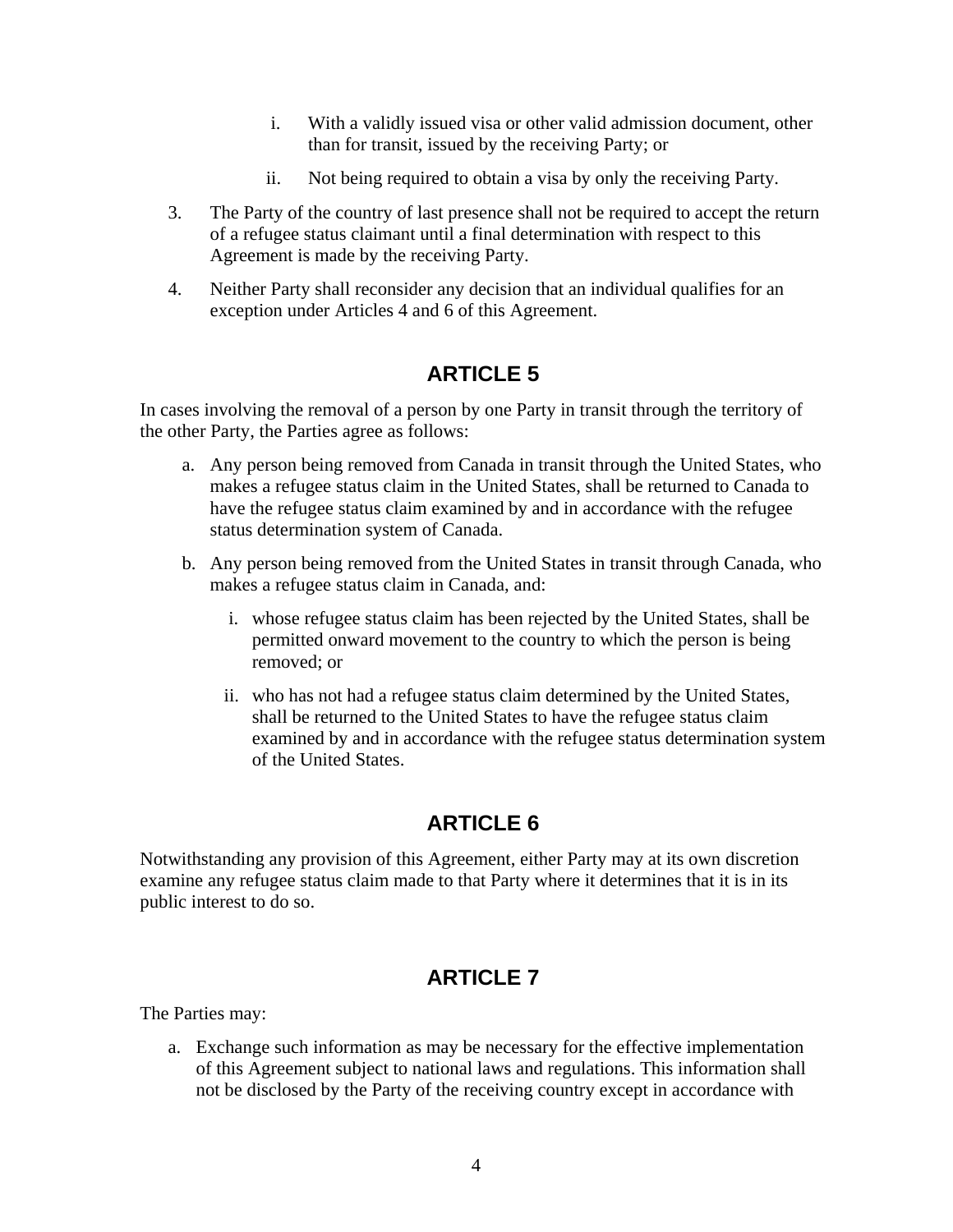i. With a validly issued visa or other valid admission document, other than for transit, issued by the receiving Party; or

   ii. Not being required to obtain a visa by only the receiving Party.

3. The Party of the country of last presence shall not be required to accept the return of a refugee status claimant until a final determination with respect to this Agreement is made by the receiving Party.

4. Neither Party shall reconsider any decision that an individual qualifies for an exception under Articles 4 and 6 of this Agreement.

## ARTICLE 5

In cases involving the removal of a person by one Party in transit through the territory of the other Party, the Parties agree as follows:

a. Any person being removed from Canada in transit through the United States, who makes a refugee status claim in the United States, shall be returned to Canada to have the refugee status claim examined by and in accordance with the refugee status determination system of Canada.

b. Any person being removed from the United States in transit through Canada, who makes a refugee status claim in Canada, and:

   i. whose refugee status claim has been rejected by the United States, shall be permitted onward movement to the country to which the person is being removed; or

   ii. who has not had a refugee status claim determined by the United States, shall be returned to the United States to have the refugee status claim examined by and in accordance with the refugee status determination system of the United States.

## ARTICLE 6

Notwithstanding any provision of this Agreement, either Party may at its own discretion examine any refugee status claim made to that Party where it determines that it is in its public interest to do so.

## ARTICLE 7

The Parties may:

a. Exchange such information as may be necessary for the effective implementation of this Agreement subject to national laws and regulations. This information shall not be disclosed by the Party of the receiving country except in accordance with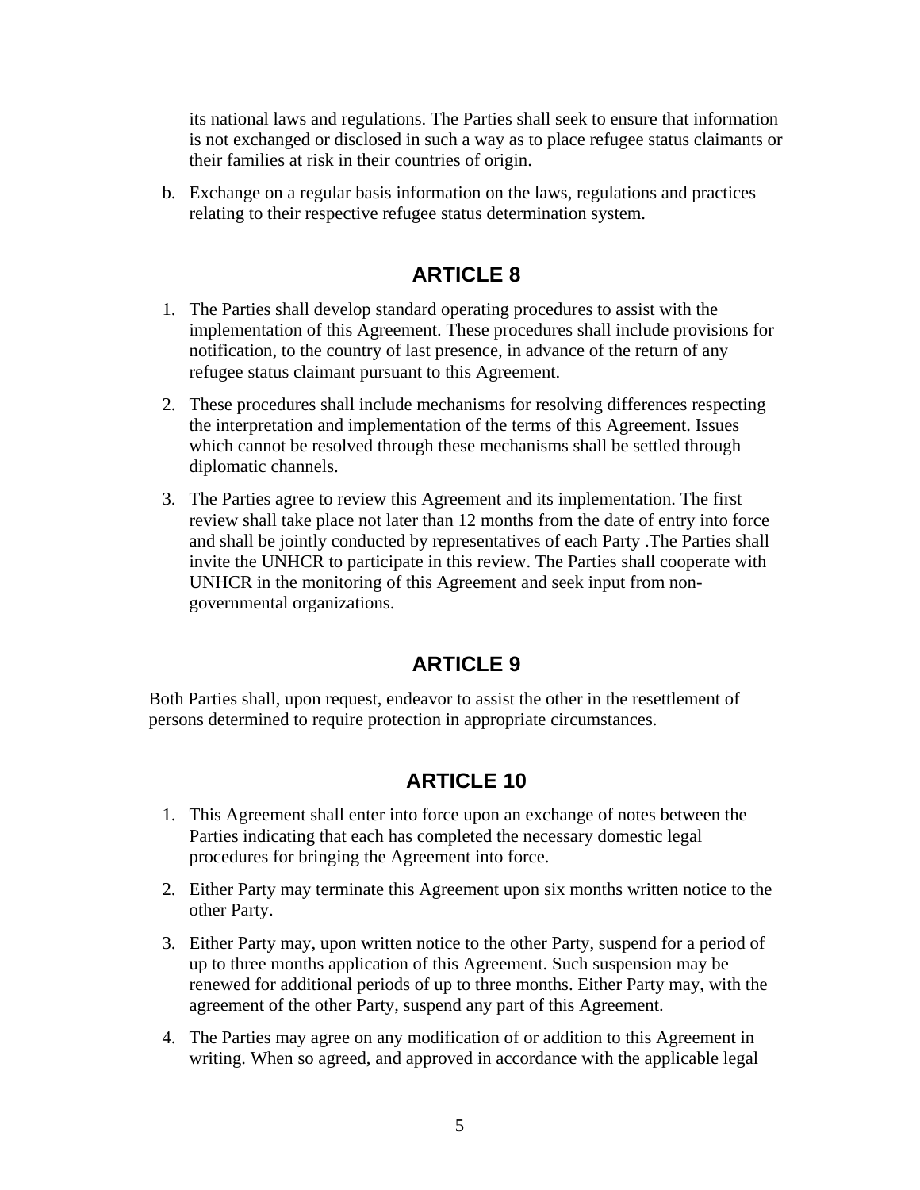its national laws and regulations. The Parties shall seek to ensure that information is not exchanged or disclosed in such a way as to place refugee status claimants or their families at risk in their countries of origin.

b. Exchange on a regular basis information on the laws, regulations and practices relating to their respective refugee status determination system.

## ARTICLE 8

1. The Parties shall develop standard operating procedures to assist with the implementation of this Agreement. These procedures shall include provisions for notification, to the country of last presence, in advance of the return of any refugee status claimant pursuant to this Agreement.
2. These procedures shall include mechanisms for resolving differences respecting the interpretation and implementation of the terms of this Agreement. Issues which cannot be resolved through these mechanisms shall be settled through diplomatic channels.
3. The Parties agree to review this Agreement and its implementation. The first review shall take place not later than 12 months from the date of entry into force and shall be jointly conducted by representatives of each Party .The Parties shall invite the UNHCR to participate in this review. The Parties shall cooperate with UNHCR in the monitoring of this Agreement and seek input from non-governmental organizations.

## ARTICLE 9

Both Parties shall, upon request, endeavor to assist the other in the resettlement of persons determined to require protection in appropriate circumstances.

## ARTICLE 10

1. This Agreement shall enter into force upon an exchange of notes between the Parties indicating that each has completed the necessary domestic legal procedures for bringing the Agreement into force.
2. Either Party may terminate this Agreement upon six months written notice to the other Party.
3. Either Party may, upon written notice to the other Party, suspend for a period of up to three months application of this Agreement. Such suspension may be renewed for additional periods of up to three months. Either Party may, with the agreement of the other Party, suspend any part of this Agreement.
4. The Parties may agree on any modification of or addition to this Agreement in writing. When so agreed, and approved in accordance with the applicable legal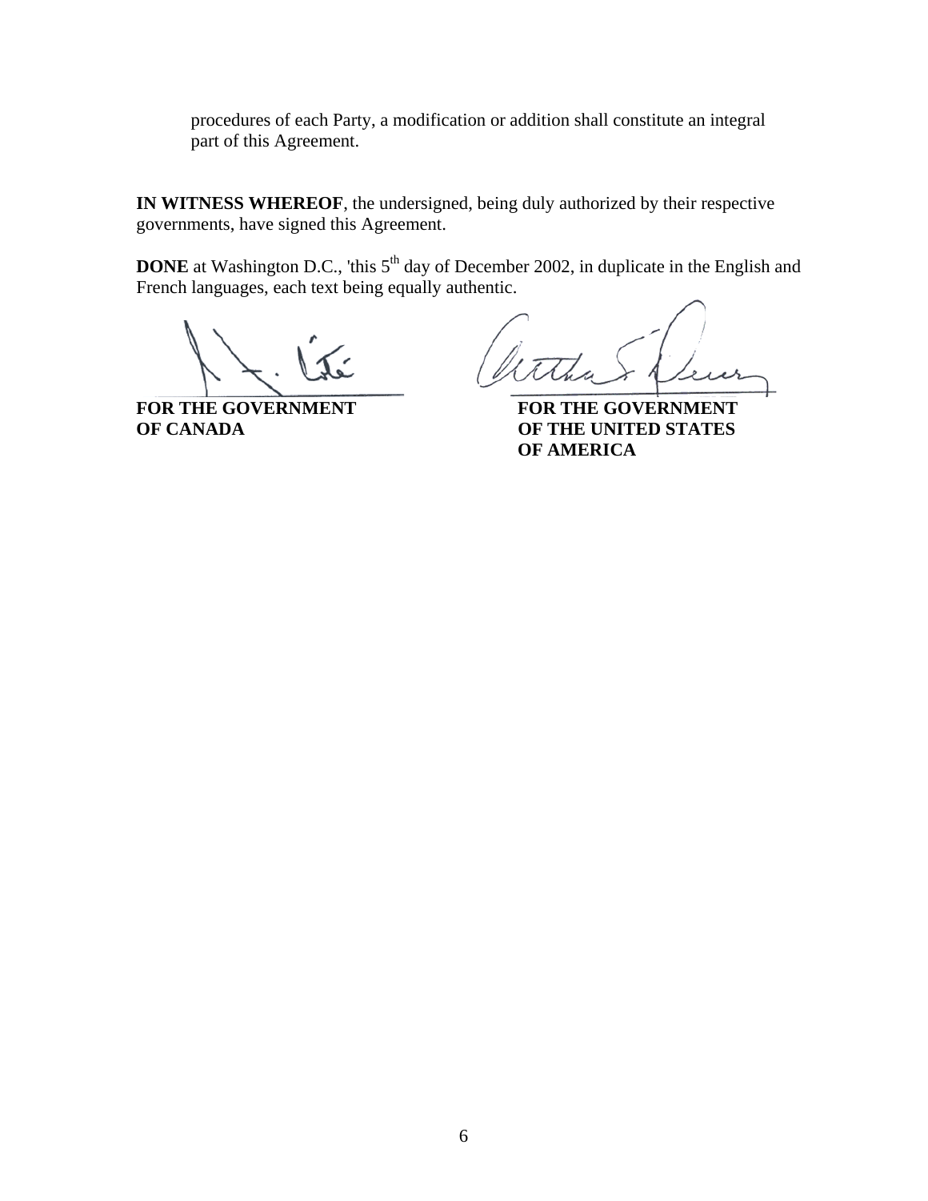procedures of each Party, a modification or addition shall constitute an integral part of this Agreement.

**IN WITNESS WHEREOF**, the undersigned, being duly authorized by their respective governments, have signed this Agreement.

**DONE** at Washington D.C., 'this 5th day of December 2002, in duplicate in the English and French languages, each text being equally authentic.

**FOR THE GOVERNMENT OF CANADA**

**FOR THE GOVERNMENT OF THE UNITED STATES OF AMERICA**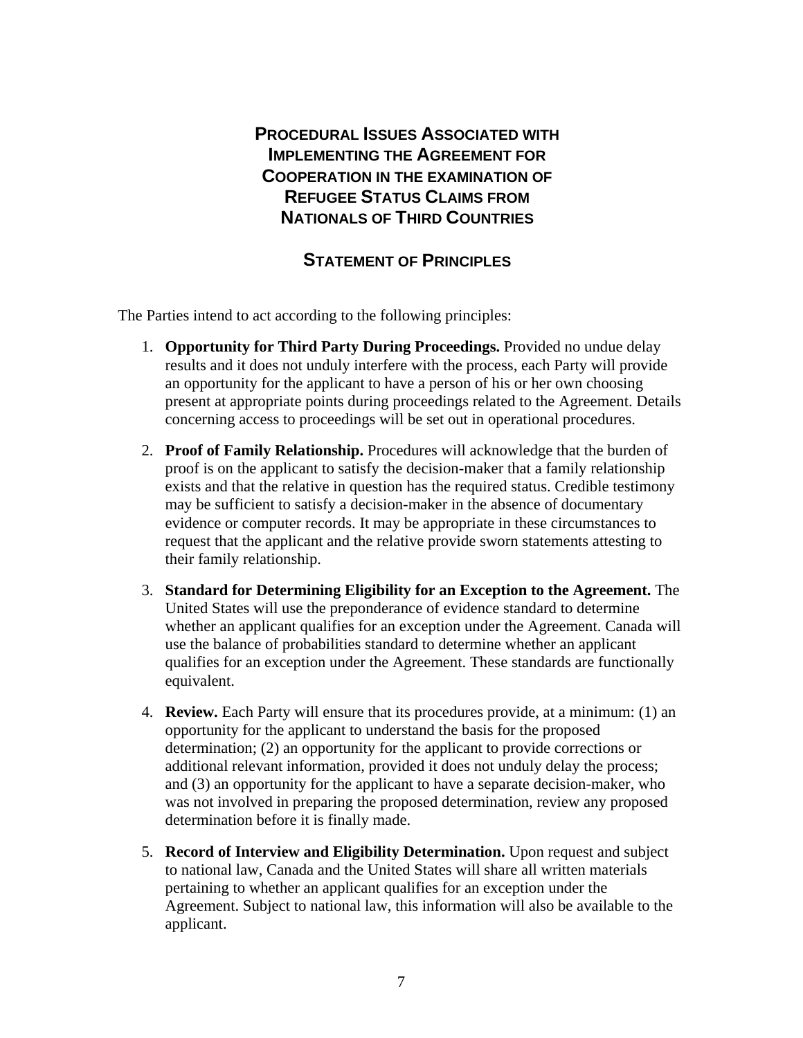# Procedural Issues Associated with Implementing the Agreement for Cooperation in the examination of Refugee Status Claims from Nationals of Third Countries

## Statement of Principles

The Parties intend to act according to the following principles:

1. **Opportunity for Third Party During Proceedings.** Provided no undue delay results and it does not unduly interfere with the process, each Party will provide an opportunity for the applicant to have a person of his or her own choosing present at appropriate points during proceedings related to the Agreement. Details concerning access to proceedings will be set out in operational procedures.

2. **Proof of Family Relationship.** Procedures will acknowledge that the burden of proof is on the applicant to satisfy the decision-maker that a family relationship exists and that the relative in question has the required status. Credible testimony may be sufficient to satisfy a decision-maker in the absence of documentary evidence or computer records. It may be appropriate in these circumstances to request that the applicant and the relative provide sworn statements attesting to their family relationship.

3. **Standard for Determining Eligibility for an Exception to the Agreement.** The United States will use the preponderance of evidence standard to determine whether an applicant qualifies for an exception under the Agreement. Canada will use the balance of probabilities standard to determine whether an applicant qualifies for an exception under the Agreement. These standards are functionally equivalent.

4. **Review.** Each Party will ensure that its procedures provide, at a minimum: (1) an opportunity for the applicant to understand the basis for the proposed determination; (2) an opportunity for the applicant to provide corrections or additional relevant information, provided it does not unduly delay the process; and (3) an opportunity for the applicant to have a separate decision-maker, who was not involved in preparing the proposed determination, review any proposed determination before it is finally made.

5. **Record of Interview and Eligibility Determination.** Upon request and subject to national law, Canada and the United States will share all written materials pertaining to whether an applicant qualifies for an exception under the Agreement. Subject to national law, this information will also be available to the applicant.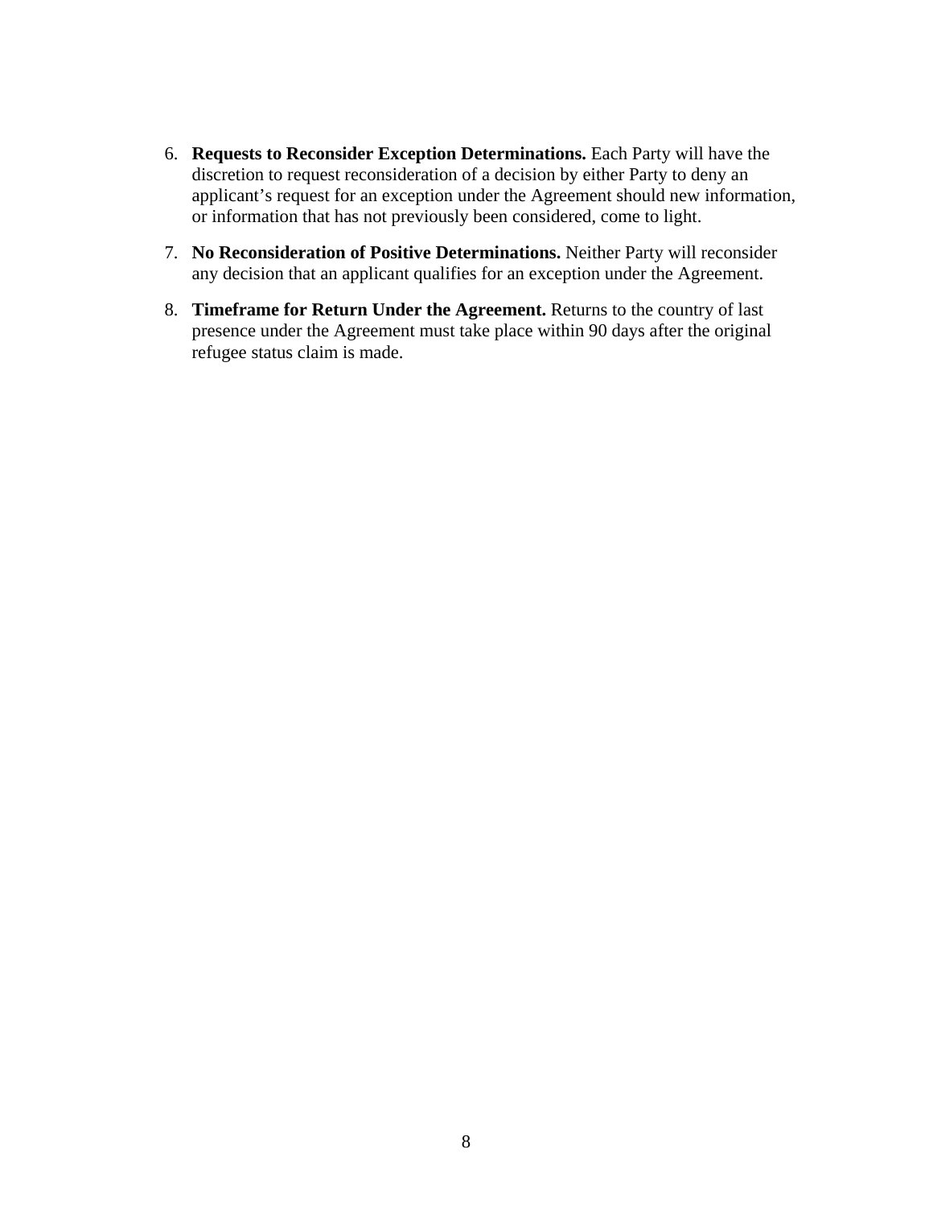6. **Requests to Reconsider Exception Determinations.** Each Party will have the discretion to request reconsideration of a decision by either Party to deny an applicant's request for an exception under the Agreement should new information, or information that has not previously been considered, come to light.

7. **No Reconsideration of Positive Determinations.** Neither Party will reconsider any decision that an applicant qualifies for an exception under the Agreement.

8. **Timeframe for Return Under the Agreement.** Returns to the country of last presence under the Agreement must take place within 90 days after the original refugee status claim is made.